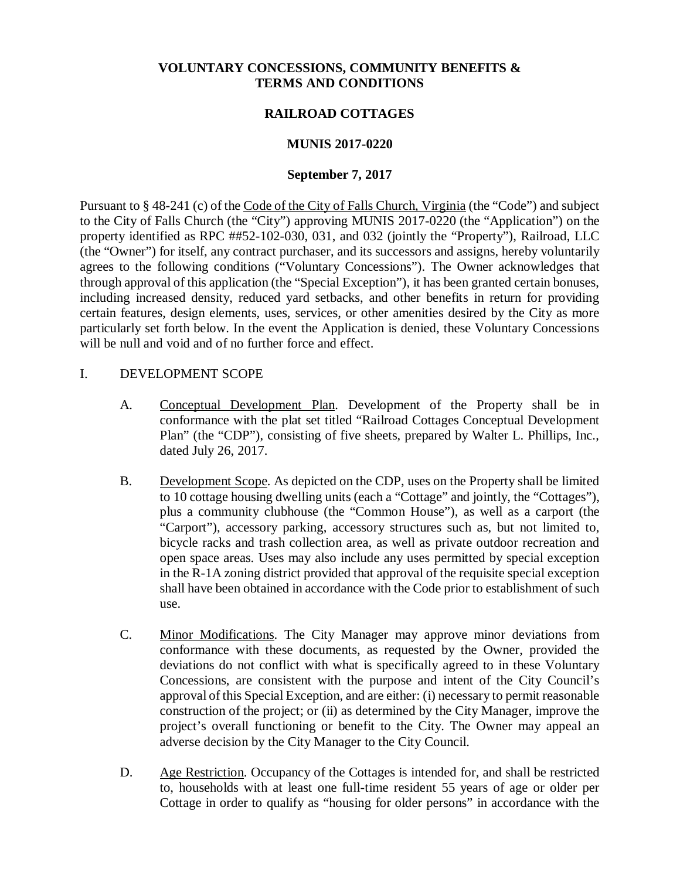# VOLUNTARY CONCESSIONS, COMMUNITY BENEFITS & TERMS AND CONDITIONS

## RAILROAD COTTAGES

## MUNIS 2017-0220

## September 7, 2017

Pursuant to § 48-241 (c) of the Code of the City of Falls Church, Virginia (the "Code") and subject to the City of Falls Church (the "City") approving MUNIS 2017-0220 (the "Application") on the property identified as RPC ##52-102-030, 031, and 032 (jointly the "Property"), Railroad, LLC (the "Owner") for itself, any contract purchaser, and its successors and assigns, hereby voluntarily agrees to the following conditions ("Voluntary Concessions"). The Owner acknowledges that through approval of this application (the "Special Exception"), it has been granted certain bonuses, including increased density, reduced yard setbacks, and other benefits in return for providing certain features, design elements, uses, services, or other amenities desired by the City as more particularly set forth below. In the event the Application is denied, these Voluntary Concessions will be null and void and of no further force and effect.

I. DEVELOPMENT SCOPE

A. Conceptual Development Plan. Development of the Property shall be in conformance with the plat set titled "Railroad Cottages Conceptual Development Plan" (the "CDP"), consisting of five sheets, prepared by Walter L. Phillips, Inc., dated July 26, 2017.

B. Development Scope. As depicted on the CDP, uses on the Property shall be limited to 10 cottage housing dwelling units (each a "Cottage" and jointly, the "Cottages"), plus a community clubhouse (the "Common House"), as well as a carport (the "Carport"), accessory parking, accessory structures such as, but not limited to, bicycle racks and trash collection area, as well as private outdoor recreation and open space areas. Uses may also include any uses permitted by special exception in the R-1A zoning district provided that approval of the requisite special exception shall have been obtained in accordance with the Code prior to establishment of such use.

C. Minor Modifications. The City Manager may approve minor deviations from conformance with these documents, as requested by the Owner, provided the deviations do not conflict with what is specifically agreed to in these Voluntary Concessions, are consistent with the purpose and intent of the City Council's approval of this Special Exception, and are either: (i) necessary to permit reasonable construction of the project; or (ii) as determined by the City Manager, improve the project's overall functioning or benefit to the City. The Owner may appeal an adverse decision by the City Manager to the City Council.

D. Age Restriction. Occupancy of the Cottages is intended for, and shall be restricted to, households with at least one full-time resident 55 years of age or older per Cottage in order to qualify as "housing for older persons" in accordance with the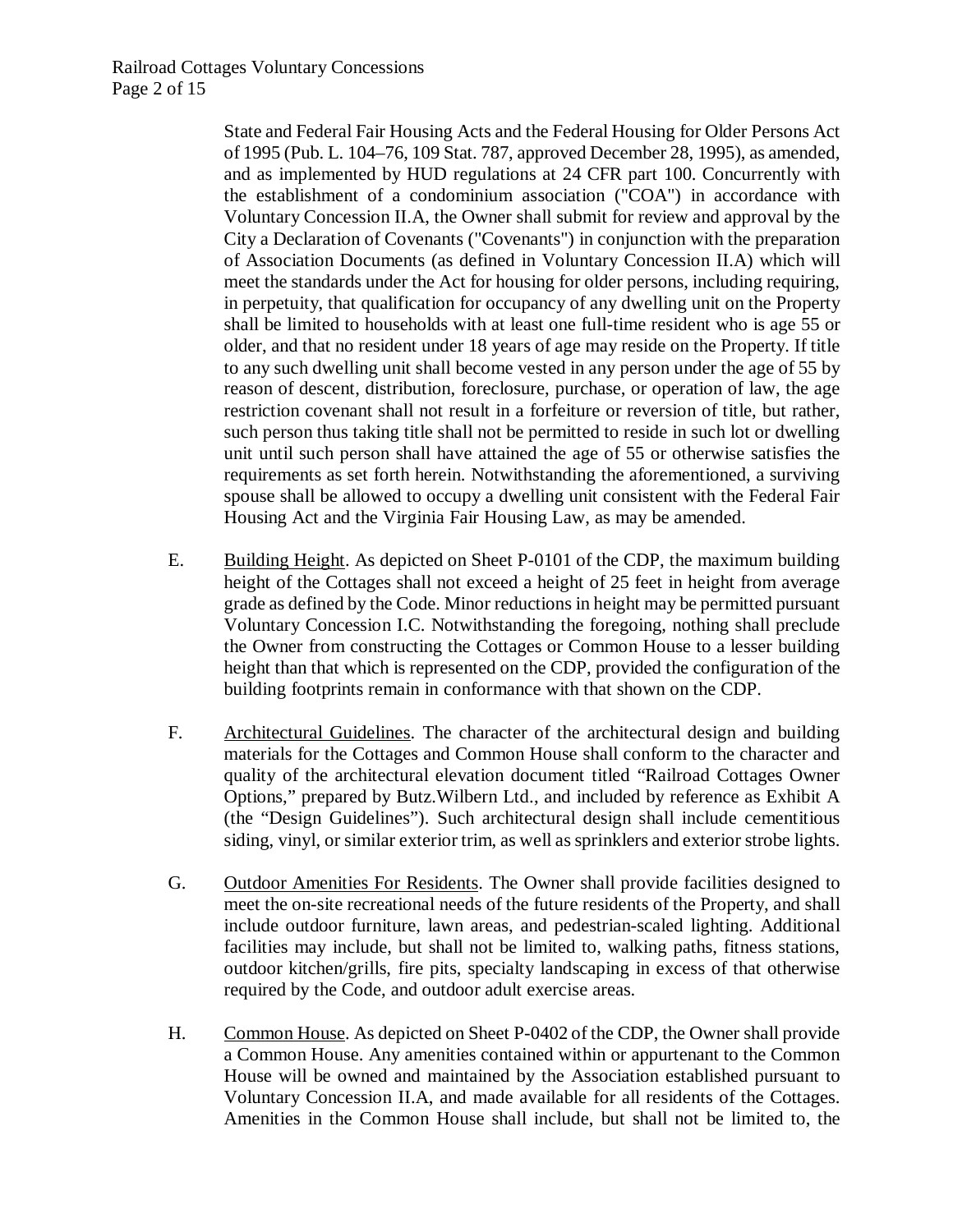State and Federal Fair Housing Acts and the Federal Housing for Older Persons Act of 1995 (Pub. L. 104–76, 109 Stat. 787, approved December 28, 1995), as amended, and as implemented by HUD regulations at 24 CFR part 100. Concurrently with the establishment of a condominium association ("COA") in accordance with Voluntary Concession II.A, the Owner shall submit for review and approval by the City a Declaration of Covenants ("Covenants") in conjunction with the preparation of Association Documents (as defined in Voluntary Concession II.A) which will meet the standards under the Act for housing for older persons, including requiring, in perpetuity, that qualification for occupancy of any dwelling unit on the Property shall be limited to households with at least one full-time resident who is age 55 or older, and that no resident under 18 years of age may reside on the Property. If title to any such dwelling unit shall become vested in any person under the age of 55 by reason of descent, distribution, foreclosure, purchase, or operation of law, the age restriction covenant shall not result in a forfeiture or reversion of title, but rather, such person thus taking title shall not be permitted to reside in such lot or dwelling unit until such person shall have attained the age of 55 or otherwise satisfies the requirements as set forth herein. Notwithstanding the aforementioned, a surviving spouse shall be allowed to occupy a dwelling unit consistent with the Federal Fair Housing Act and the Virginia Fair Housing Law, as may be amended.

E. Building Height. As depicted on Sheet P-0101 of the CDP, the maximum building height of the Cottages shall not exceed a height of 25 feet in height from average grade as defined by the Code. Minor reductions in height may be permitted pursuant Voluntary Concession I.C. Notwithstanding the foregoing, nothing shall preclude the Owner from constructing the Cottages or Common House to a lesser building height than that which is represented on the CDP, provided the configuration of the building footprints remain in conformance with that shown on the CDP.

F. Architectural Guidelines. The character of the architectural design and building materials for the Cottages and Common House shall conform to the character and quality of the architectural elevation document titled "Railroad Cottages Owner Options," prepared by Butz.Wilbern Ltd., and included by reference as Exhibit A (the "Design Guidelines"). Such architectural design shall include cementitious siding, vinyl, or similar exterior trim, as well as sprinklers and exterior strobe lights.

G. Outdoor Amenities For Residents. The Owner shall provide facilities designed to meet the on-site recreational needs of the future residents of the Property, and shall include outdoor furniture, lawn areas, and pedestrian-scaled lighting. Additional facilities may include, but shall not be limited to, walking paths, fitness stations, outdoor kitchen/grills, fire pits, specialty landscaping in excess of that otherwise required by the Code, and outdoor adult exercise areas.

H. Common House. As depicted on Sheet P-0402 of the CDP, the Owner shall provide a Common House. Any amenities contained within or appurtenant to the Common House will be owned and maintained by the Association established pursuant to Voluntary Concession II.A, and made available for all residents of the Cottages. Amenities in the Common House shall include, but shall not be limited to, the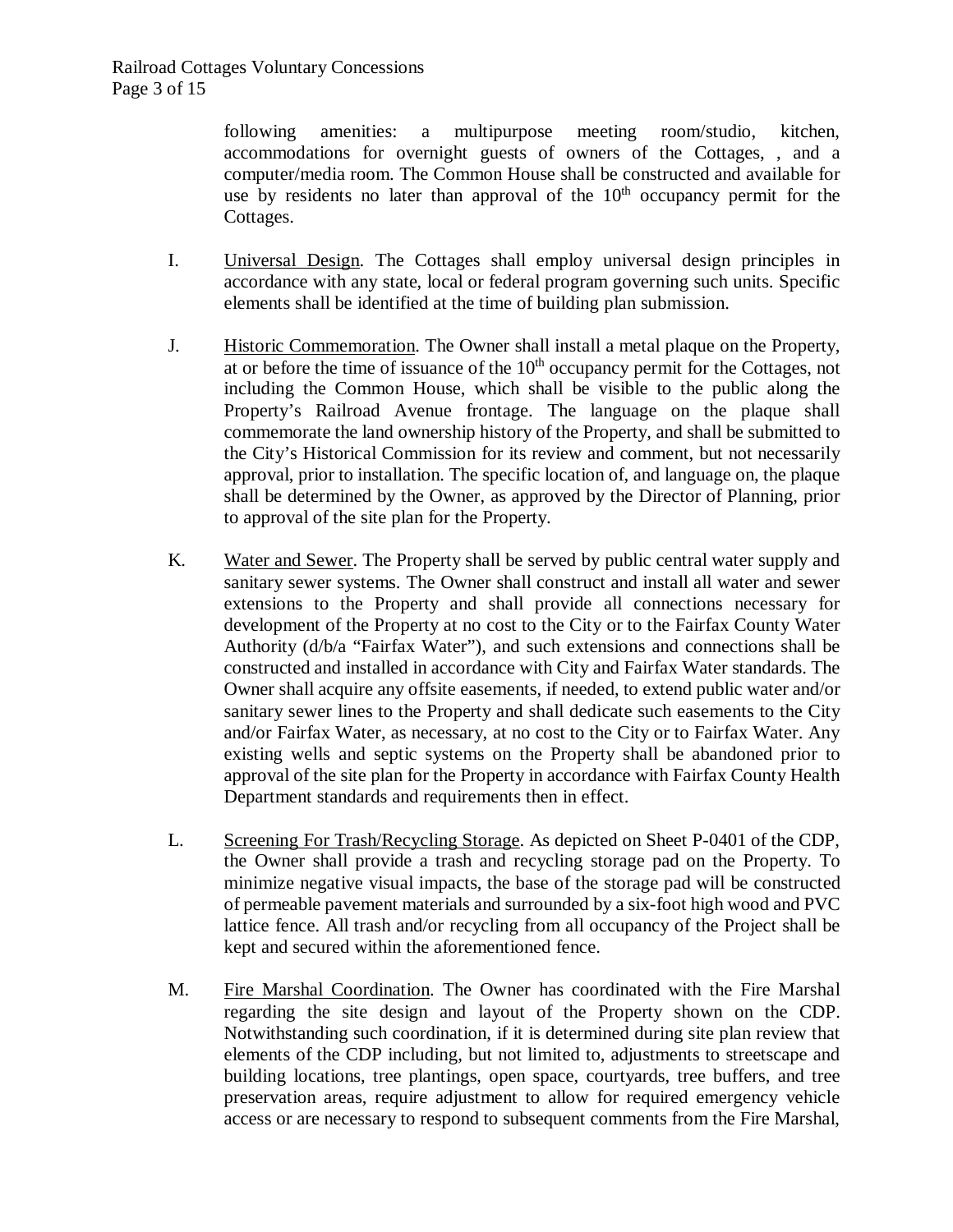following amenities: a multipurpose meeting room/studio, kitchen, accommodations for overnight guests of owners of the Cottages, , and a computer/media room. The Common House shall be constructed and available for use by residents no later than approval of the 10th occupancy permit for the Cottages.

I. Universal Design. The Cottages shall employ universal design principles in accordance with any state, local or federal program governing such units. Specific elements shall be identified at the time of building plan submission.

J. Historic Commemoration. The Owner shall install a metal plaque on the Property, at or before the time of issuance of the 10th occupancy permit for the Cottages, not including the Common House, which shall be visible to the public along the Property's Railroad Avenue frontage. The language on the plaque shall commemorate the land ownership history of the Property, and shall be submitted to the City's Historical Commission for its review and comment, but not necessarily approval, prior to installation. The specific location of, and language on, the plaque shall be determined by the Owner, as approved by the Director of Planning, prior to approval of the site plan for the Property.

K. Water and Sewer. The Property shall be served by public central water supply and sanitary sewer systems. The Owner shall construct and install all water and sewer extensions to the Property and shall provide all connections necessary for development of the Property at no cost to the City or to the Fairfax County Water Authority (d/b/a "Fairfax Water"), and such extensions and connections shall be constructed and installed in accordance with City and Fairfax Water standards. The Owner shall acquire any offsite easements, if needed, to extend public water and/or sanitary sewer lines to the Property and shall dedicate such easements to the City and/or Fairfax Water, as necessary, at no cost to the City or to Fairfax Water. Any existing wells and septic systems on the Property shall be abandoned prior to approval of the site plan for the Property in accordance with Fairfax County Health Department standards and requirements then in effect.

L. Screening For Trash/Recycling Storage. As depicted on Sheet P-0401 of the CDP, the Owner shall provide a trash and recycling storage pad on the Property. To minimize negative visual impacts, the base of the storage pad will be constructed of permeable pavement materials and surrounded by a six-foot high wood and PVC lattice fence. All trash and/or recycling from all occupancy of the Project shall be kept and secured within the aforementioned fence.

M. Fire Marshal Coordination. The Owner has coordinated with the Fire Marshal regarding the site design and layout of the Property shown on the CDP. Notwithstanding such coordination, if it is determined during site plan review that elements of the CDP including, but not limited to, adjustments to streetscape and building locations, tree plantings, open space, courtyards, tree buffers, and tree preservation areas, require adjustment to allow for required emergency vehicle access or are necessary to respond to subsequent comments from the Fire Marshal,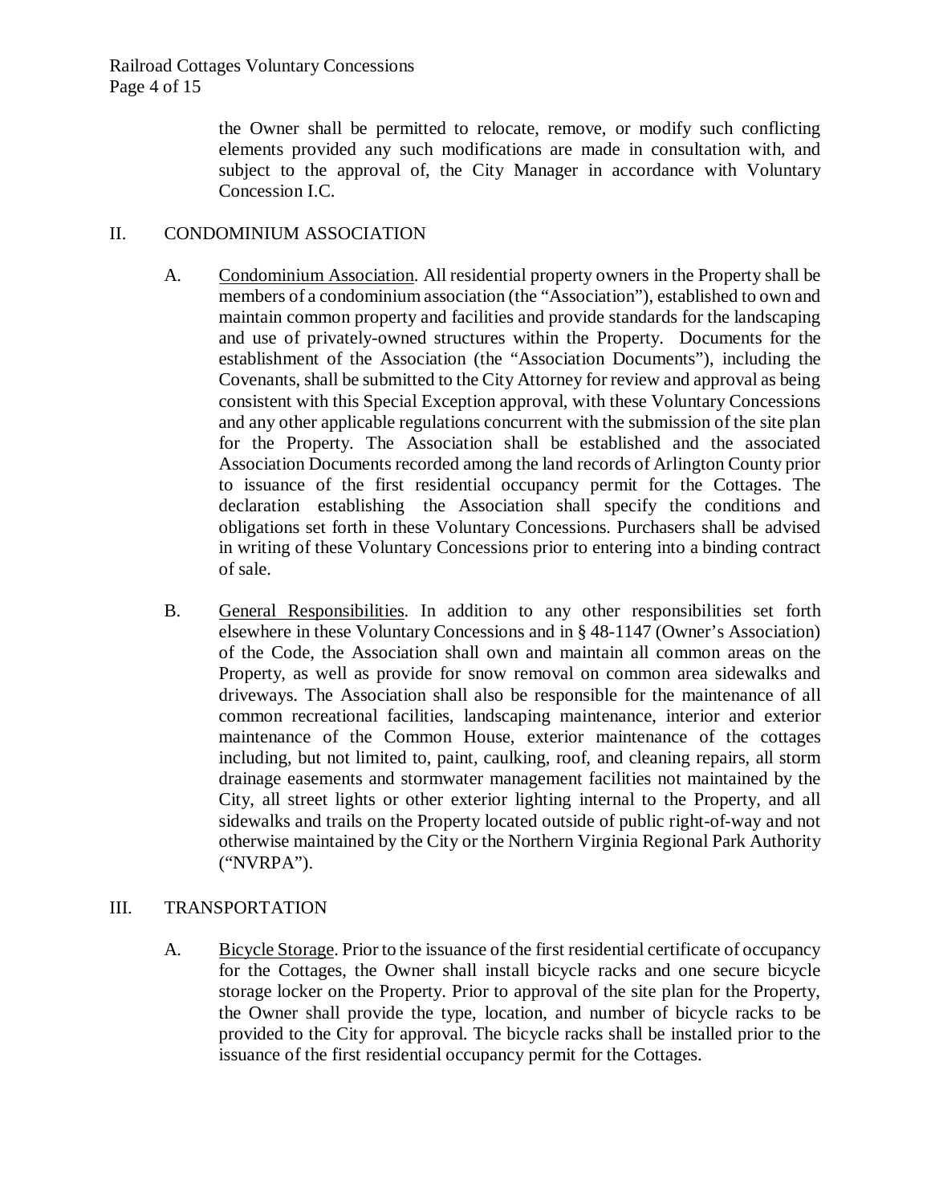the Owner shall be permitted to relocate, remove, or modify such conflicting elements provided any such modifications are made in consultation with, and subject to the approval of, the City Manager in accordance with Voluntary Concession I.C.

## II. CONDOMINIUM ASSOCIATION

A. Condominium Association. All residential property owners in the Property shall be members of a condominium association (the "Association"), established to own and maintain common property and facilities and provide standards for the landscaping and use of privately-owned structures within the Property. Documents for the establishment of the Association (the "Association Documents"), including the Covenants, shall be submitted to the City Attorney for review and approval as being consistent with this Special Exception approval, with these Voluntary Concessions and any other applicable regulations concurrent with the submission of the site plan for the Property. The Association shall be established and the associated Association Documents recorded among the land records of Arlington County prior to issuance of the first residential occupancy permit for the Cottages. The declaration establishing the Association shall specify the conditions and obligations set forth in these Voluntary Concessions. Purchasers shall be advised in writing of these Voluntary Concessions prior to entering into a binding contract of sale.

B. General Responsibilities. In addition to any other responsibilities set forth elsewhere in these Voluntary Concessions and in § 48-1147 (Owner's Association) of the Code, the Association shall own and maintain all common areas on the Property, as well as provide for snow removal on common area sidewalks and driveways. The Association shall also be responsible for the maintenance of all common recreational facilities, landscaping maintenance, interior and exterior maintenance of the Common House, exterior maintenance of the cottages including, but not limited to, paint, caulking, roof, and cleaning repairs, all storm drainage easements and stormwater management facilities not maintained by the City, all street lights or other exterior lighting internal to the Property, and all sidewalks and trails on the Property located outside of public right-of-way and not otherwise maintained by the City or the Northern Virginia Regional Park Authority ("NVRPA").

## III. TRANSPORTATION

A. Bicycle Storage. Prior to the issuance of the first residential certificate of occupancy for the Cottages, the Owner shall install bicycle racks and one secure bicycle storage locker on the Property. Prior to approval of the site plan for the Property, the Owner shall provide the type, location, and number of bicycle racks to be provided to the City for approval. The bicycle racks shall be installed prior to the issuance of the first residential occupancy permit for the Cottages.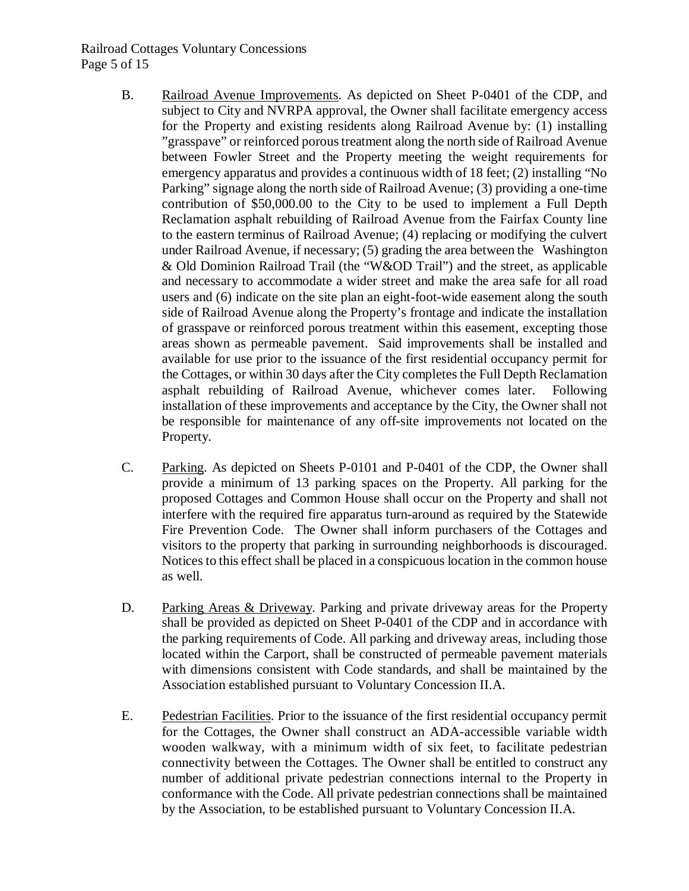B. Railroad Avenue Improvements. As depicted on Sheet P-0401 of the CDP, and subject to City and NVRPA approval, the Owner shall facilitate emergency access for the Property and existing residents along Railroad Avenue by: (1) installing "grasspave" or reinforced porous treatment along the north side of Railroad Avenue between Fowler Street and the Property meeting the weight requirements for emergency apparatus and provides a continuous width of 18 feet; (2) installing "No Parking" signage along the north side of Railroad Avenue; (3) providing a one-time contribution of $50,000.00 to the City to be used to implement a Full Depth Reclamation asphalt rebuilding of Railroad Avenue from the Fairfax County line to the eastern terminus of Railroad Avenue; (4) replacing or modifying the culvert under Railroad Avenue, if necessary; (5) grading the area between the Washington & Old Dominion Railroad Trail (the "W&OD Trail") and the street, as applicable and necessary to accommodate a wider street and make the area safe for all road users and (6) indicate on the site plan an eight-foot-wide easement along the south side of Railroad Avenue along the Property's frontage and indicate the installation of grasspave or reinforced porous treatment within this easement, excepting those areas shown as permeable pavement. Said improvements shall be installed and available for use prior to the issuance of the first residential occupancy permit for the Cottages, or within 30 days after the City completes the Full Depth Reclamation asphalt rebuilding of Railroad Avenue, whichever comes later. Following installation of these improvements and acceptance by the City, the Owner shall not be responsible for maintenance of any off-site improvements not located on the Property.

C. Parking. As depicted on Sheets P-0101 and P-0401 of the CDP, the Owner shall provide a minimum of 13 parking spaces on the Property. All parking for the proposed Cottages and Common House shall occur on the Property and shall not interfere with the required fire apparatus turn-around as required by the Statewide Fire Prevention Code. The Owner shall inform purchasers of the Cottages and visitors to the property that parking in surrounding neighborhoods is discouraged. Notices to this effect shall be placed in a conspicuous location in the common house as well.

D. Parking Areas & Driveway. Parking and private driveway areas for the Property shall be provided as depicted on Sheet P-0401 of the CDP and in accordance with the parking requirements of Code. All parking and driveway areas, including those located within the Carport, shall be constructed of permeable pavement materials with dimensions consistent with Code standards, and shall be maintained by the Association established pursuant to Voluntary Concession II.A.

E. Pedestrian Facilities. Prior to the issuance of the first residential occupancy permit for the Cottages, the Owner shall construct an ADA-accessible variable width wooden walkway, with a minimum width of six feet, to facilitate pedestrian connectivity between the Cottages. The Owner shall be entitled to construct any number of additional private pedestrian connections internal to the Property in conformance with the Code. All private pedestrian connections shall be maintained by the Association, to be established pursuant to Voluntary Concession II.A.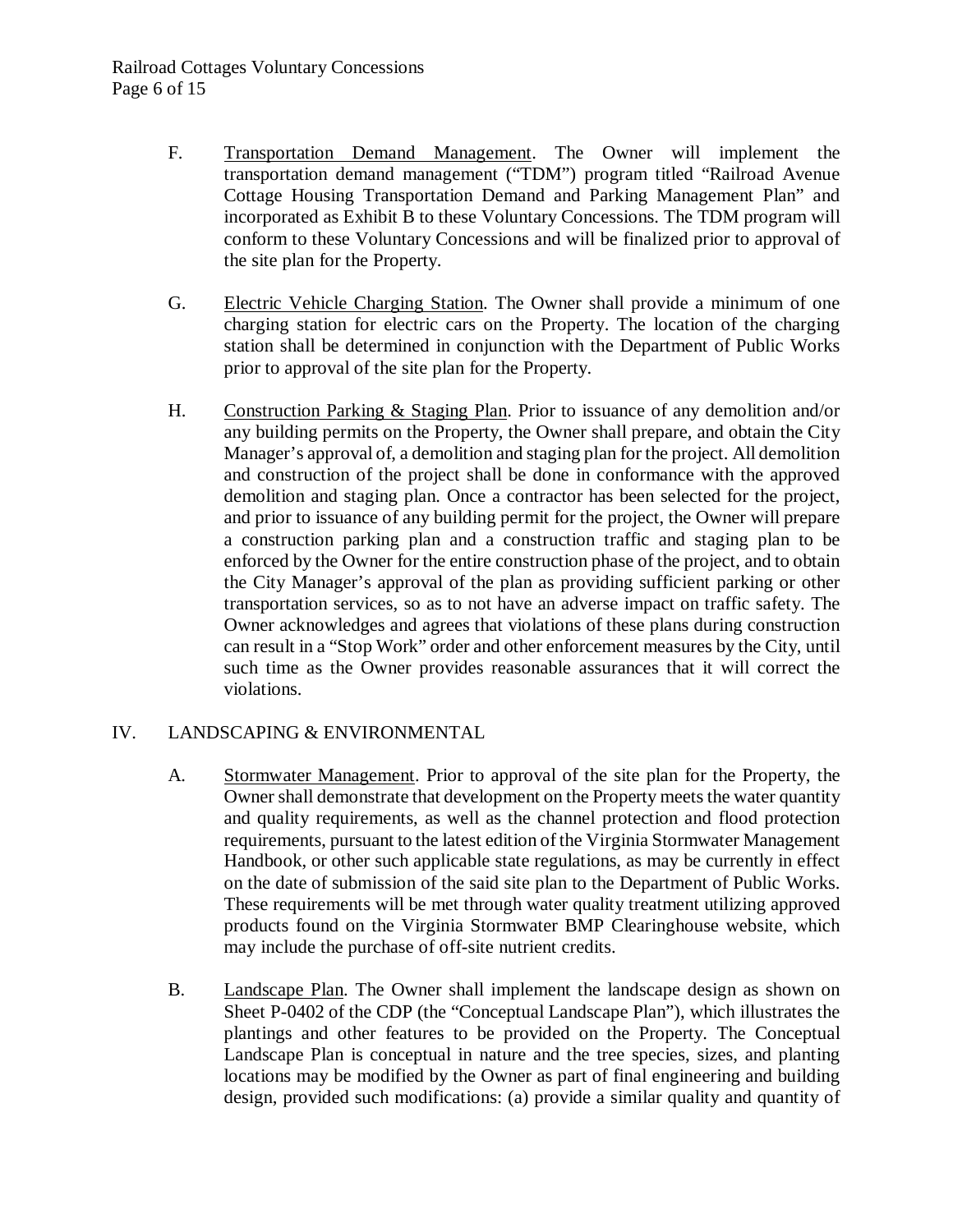F. <u>Transportation Demand Management</u>. The Owner will implement the transportation demand management ("TDM") program titled "Railroad Avenue Cottage Housing Transportation Demand and Parking Management Plan" and incorporated as Exhibit B to these Voluntary Concessions. The TDM program will conform to these Voluntary Concessions and will be finalized prior to approval of the site plan for the Property.

G. <u>Electric Vehicle Charging Station</u>. The Owner shall provide a minimum of one charging station for electric cars on the Property. The location of the charging station shall be determined in conjunction with the Department of Public Works prior to approval of the site plan for the Property.

H. <u>Construction Parking & Staging Plan</u>. Prior to issuance of any demolition and/or any building permits on the Property, the Owner shall prepare, and obtain the City Manager's approval of, a demolition and staging plan for the project. All demolition and construction of the project shall be done in conformance with the approved demolition and staging plan. Once a contractor has been selected for the project, and prior to issuance of any building permit for the project, the Owner will prepare a construction parking plan and a construction traffic and staging plan to be enforced by the Owner for the entire construction phase of the project, and to obtain the City Manager's approval of the plan as providing sufficient parking or other transportation services, so as to not have an adverse impact on traffic safety. The Owner acknowledges and agrees that violations of these plans during construction can result in a "Stop Work" order and other enforcement measures by the City, until such time as the Owner provides reasonable assurances that it will correct the violations.

## IV. LANDSCAPING & ENVIRONMENTAL

A. <u>Stormwater Management</u>. Prior to approval of the site plan for the Property, the Owner shall demonstrate that development on the Property meets the water quantity and quality requirements, as well as the channel protection and flood protection requirements, pursuant to the latest edition of the Virginia Stormwater Management Handbook, or other such applicable state regulations, as may be currently in effect on the date of submission of the said site plan to the Department of Public Works. These requirements will be met through water quality treatment utilizing approved products found on the Virginia Stormwater BMP Clearinghouse website, which may include the purchase of off-site nutrient credits.

B. <u>Landscape Plan</u>. The Owner shall implement the landscape design as shown on Sheet P-0402 of the CDP (the "Conceptual Landscape Plan"), which illustrates the plantings and other features to be provided on the Property. The Conceptual Landscape Plan is conceptual in nature and the tree species, sizes, and planting locations may be modified by the Owner as part of final engineering and building design, provided such modifications: (a) provide a similar quality and quantity of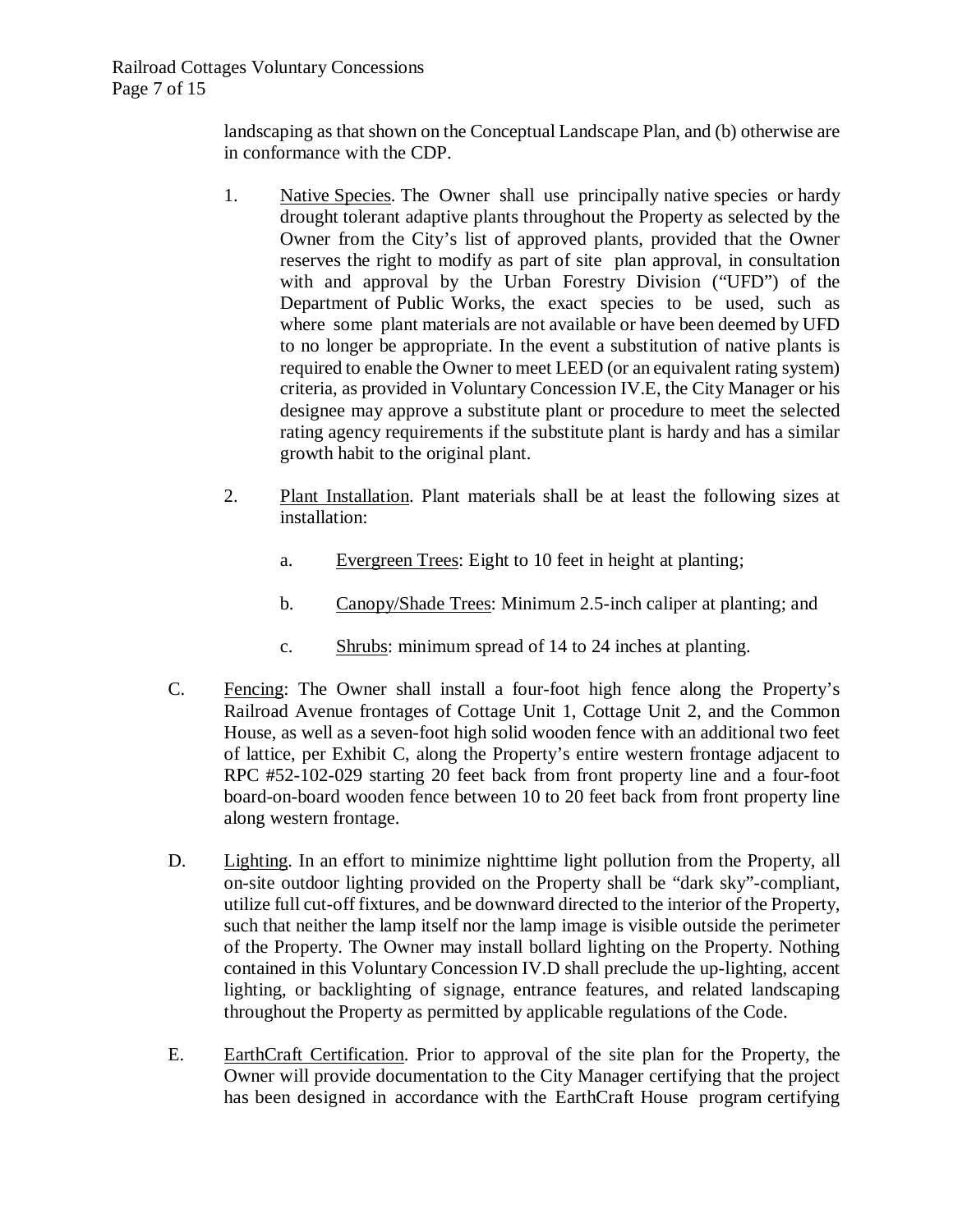landscaping as that shown on the Conceptual Landscape Plan, and (b) otherwise are in conformance with the CDP.

1. Native Species. The Owner shall use principally native species or hardy drought tolerant adaptive plants throughout the Property as selected by the Owner from the City's list of approved plants, provided that the Owner reserves the right to modify as part of site plan approval, in consultation with and approval by the Urban Forestry Division ("UFD") of the Department of Public Works, the exact species to be used, such as where some plant materials are not available or have been deemed by UFD to no longer be appropriate. In the event a substitution of native plants is required to enable the Owner to meet LEED (or an equivalent rating system) criteria, as provided in Voluntary Concession IV.E, the City Manager or his designee may approve a substitute plant or procedure to meet the selected rating agency requirements if the substitute plant is hardy and has a similar growth habit to the original plant.

2. Plant Installation. Plant materials shall be at least the following sizes at installation:

   a. Evergreen Trees: Eight to 10 feet in height at planting;

   b. Canopy/Shade Trees: Minimum 2.5-inch caliper at planting; and

   c. Shrubs: minimum spread of 14 to 24 inches at planting.

C. Fencing: The Owner shall install a four-foot high fence along the Property's Railroad Avenue frontages of Cottage Unit 1, Cottage Unit 2, and the Common House, as well as a seven-foot high solid wooden fence with an additional two feet of lattice, per Exhibit C, along the Property's entire western frontage adjacent to RPC #52-102-029 starting 20 feet back from front property line and a four-foot board-on-board wooden fence between 10 to 20 feet back from front property line along western frontage.

D. Lighting. In an effort to minimize nighttime light pollution from the Property, all on-site outdoor lighting provided on the Property shall be "dark sky"-compliant, utilize full cut-off fixtures, and be downward directed to the interior of the Property, such that neither the lamp itself nor the lamp image is visible outside the perimeter of the Property. The Owner may install bollard lighting on the Property. Nothing contained in this Voluntary Concession IV.D shall preclude the up-lighting, accent lighting, or backlighting of signage, entrance features, and related landscaping throughout the Property as permitted by applicable regulations of the Code.

E. EarthCraft Certification. Prior to approval of the site plan for the Property, the Owner will provide documentation to the City Manager certifying that the project has been designed in accordance with the EarthCraft House program certifying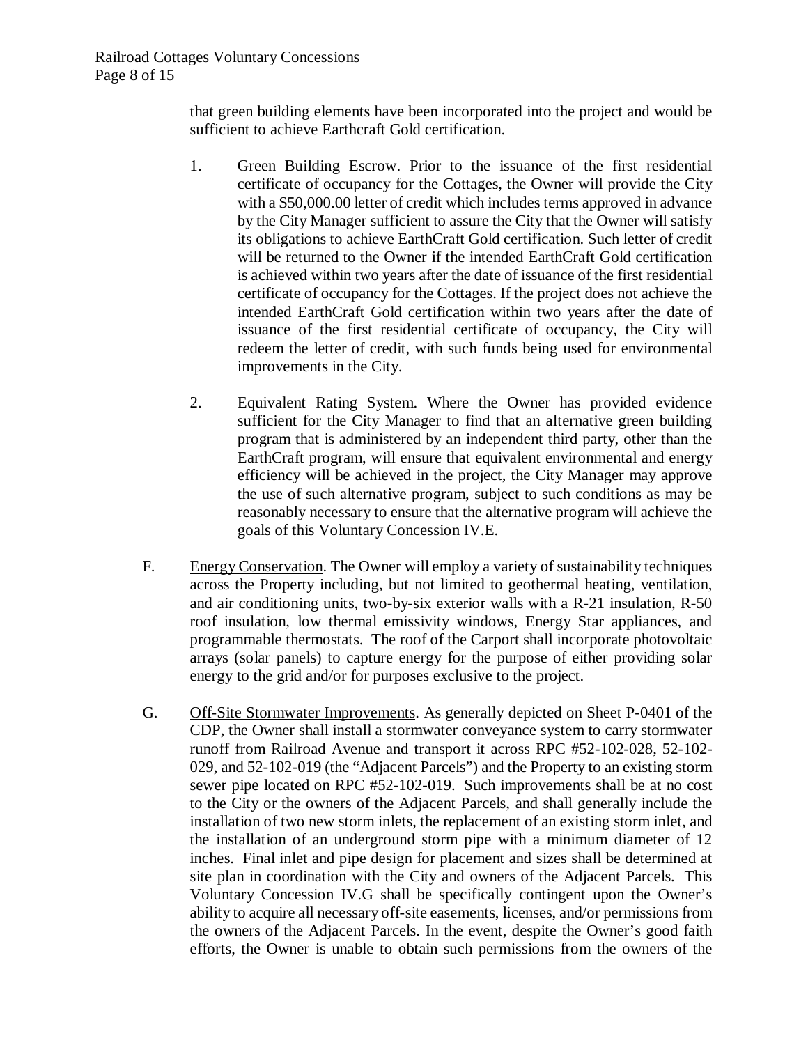that green building elements have been incorporated into the project and would be sufficient to achieve Earthcraft Gold certification.

1. Green Building Escrow. Prior to the issuance of the first residential certificate of occupancy for the Cottages, the Owner will provide the City with a $50,000.00 letter of credit which includes terms approved in advance by the City Manager sufficient to assure the City that the Owner will satisfy its obligations to achieve EarthCraft Gold certification. Such letter of credit will be returned to the Owner if the intended EarthCraft Gold certification is achieved within two years after the date of issuance of the first residential certificate of occupancy for the Cottages. If the project does not achieve the intended EarthCraft Gold certification within two years after the date of issuance of the first residential certificate of occupancy, the City will redeem the letter of credit, with such funds being used for environmental improvements in the City.

2. Equivalent Rating System. Where the Owner has provided evidence sufficient for the City Manager to find that an alternative green building program that is administered by an independent third party, other than the EarthCraft program, will ensure that equivalent environmental and energy efficiency will be achieved in the project, the City Manager may approve the use of such alternative program, subject to such conditions as may be reasonably necessary to ensure that the alternative program will achieve the goals of this Voluntary Concession IV.E.

F. Energy Conservation. The Owner will employ a variety of sustainability techniques across the Property including, but not limited to geothermal heating, ventilation, and air conditioning units, two-by-six exterior walls with a R-21 insulation, R-50 roof insulation, low thermal emissivity windows, Energy Star appliances, and programmable thermostats. The roof of the Carport shall incorporate photovoltaic arrays (solar panels) to capture energy for the purpose of either providing solar energy to the grid and/or for purposes exclusive to the project.

G. Off-Site Stormwater Improvements. As generally depicted on Sheet P-0401 of the CDP, the Owner shall install a stormwater conveyance system to carry stormwater runoff from Railroad Avenue and transport it across RPC #52-102-028, 52-102-029, and 52-102-019 (the "Adjacent Parcels") and the Property to an existing storm sewer pipe located on RPC #52-102-019. Such improvements shall be at no cost to the City or the owners of the Adjacent Parcels, and shall generally include the installation of two new storm inlets, the replacement of an existing storm inlet, and the installation of an underground storm pipe with a minimum diameter of 12 inches. Final inlet and pipe design for placement and sizes shall be determined at site plan in coordination with the City and owners of the Adjacent Parcels. This Voluntary Concession IV.G shall be specifically contingent upon the Owner's ability to acquire all necessary off-site easements, licenses, and/or permissions from the owners of the Adjacent Parcels. In the event, despite the Owner's good faith efforts, the Owner is unable to obtain such permissions from the owners of the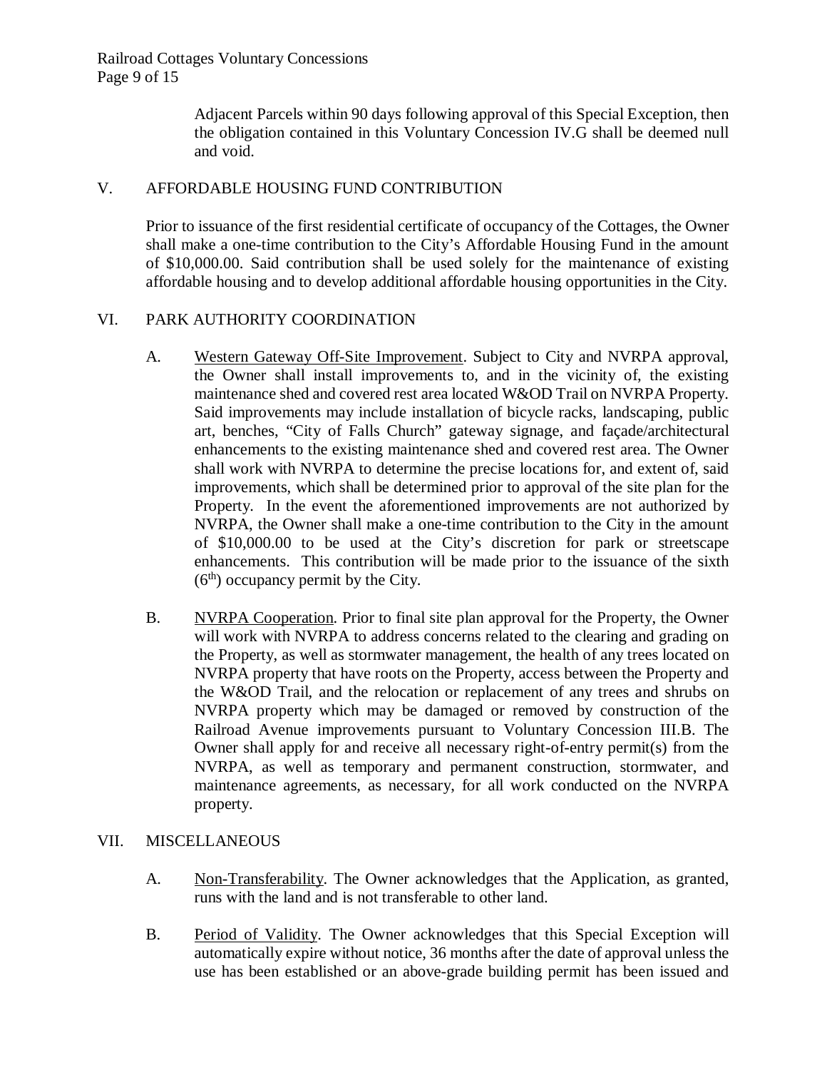Adjacent Parcels within 90 days following approval of this Special Exception, then the obligation contained in this Voluntary Concession IV.G shall be deemed null and void.

## V. AFFORDABLE HOUSING FUND CONTRIBUTION

Prior to issuance of the first residential certificate of occupancy of the Cottages, the Owner shall make a one-time contribution to the City's Affordable Housing Fund in the amount of $10,000.00. Said contribution shall be used solely for the maintenance of existing affordable housing and to develop additional affordable housing opportunities in the City.

## VI. PARK AUTHORITY COORDINATION

A. Western Gateway Off-Site Improvement. Subject to City and NVRPA approval, the Owner shall install improvements to, and in the vicinity of, the existing maintenance shed and covered rest area located W&OD Trail on NVRPA Property. Said improvements may include installation of bicycle racks, landscaping, public art, benches, "City of Falls Church" gateway signage, and façade/architectural enhancements to the existing maintenance shed and covered rest area. The Owner shall work with NVRPA to determine the precise locations for, and extent of, said improvements, which shall be determined prior to approval of the site plan for the Property. In the event the aforementioned improvements are not authorized by NVRPA, the Owner shall make a one-time contribution to the City in the amount of $10,000.00 to be used at the City's discretion for park or streetscape enhancements. This contribution will be made prior to the issuance of the sixth (6th) occupancy permit by the City.

B. NVRPA Cooperation. Prior to final site plan approval for the Property, the Owner will work with NVRPA to address concerns related to the clearing and grading on the Property, as well as stormwater management, the health of any trees located on NVRPA property that have roots on the Property, access between the Property and the W&OD Trail, and the relocation or replacement of any trees and shrubs on NVRPA property which may be damaged or removed by construction of the Railroad Avenue improvements pursuant to Voluntary Concession III.B. The Owner shall apply for and receive all necessary right-of-entry permit(s) from the NVRPA, as well as temporary and permanent construction, stormwater, and maintenance agreements, as necessary, for all work conducted on the NVRPA property.

## VII. MISCELLANEOUS

A. Non-Transferability. The Owner acknowledges that the Application, as granted, runs with the land and is not transferable to other land.

B. Period of Validity. The Owner acknowledges that this Special Exception will automatically expire without notice, 36 months after the date of approval unless the use has been established or an above-grade building permit has been issued and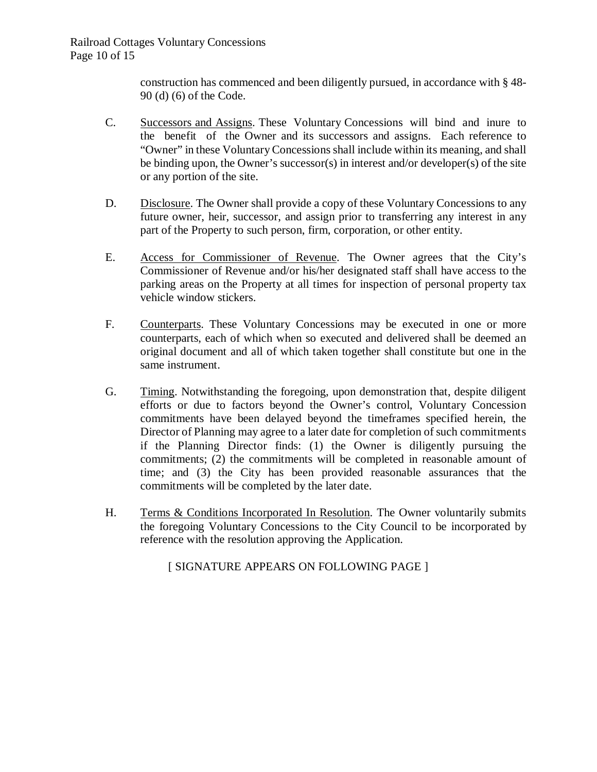construction has commenced and been diligently pursued, in accordance with § 48-90 (d) (6) of the Code.

C. <u>Successors and Assigns</u>. These Voluntary Concessions will bind and inure to the benefit of the Owner and its successors and assigns. Each reference to "Owner" in these Voluntary Concessions shall include within its meaning, and shall be binding upon, the Owner's successor(s) in interest and/or developer(s) of the site or any portion of the site.

D. <u>Disclosure</u>. The Owner shall provide a copy of these Voluntary Concessions to any future owner, heir, successor, and assign prior to transferring any interest in any part of the Property to such person, firm, corporation, or other entity.

E. <u>Access for Commissioner of Revenue</u>. The Owner agrees that the City's Commissioner of Revenue and/or his/her designated staff shall have access to the parking areas on the Property at all times for inspection of personal property tax vehicle window stickers.

F. <u>Counterparts</u>. These Voluntary Concessions may be executed in one or more counterparts, each of which when so executed and delivered shall be deemed an original document and all of which taken together shall constitute but one in the same instrument.

G. <u>Timing</u>. Notwithstanding the foregoing, upon demonstration that, despite diligent efforts or due to factors beyond the Owner's control, Voluntary Concession commitments have been delayed beyond the timeframes specified herein, the Director of Planning may agree to a later date for completion of such commitments if the Planning Director finds: (1) the Owner is diligently pursuing the commitments; (2) the commitments will be completed in reasonable amount of time; and (3) the City has been provided reasonable assurances that the commitments will be completed by the later date.

H. <u>Terms & Conditions Incorporated In Resolution</u>. The Owner voluntarily submits the foregoing Voluntary Concessions to the City Council to be incorporated by reference with the resolution approving the Application.

[ SIGNATURE APPEARS ON FOLLOWING PAGE ]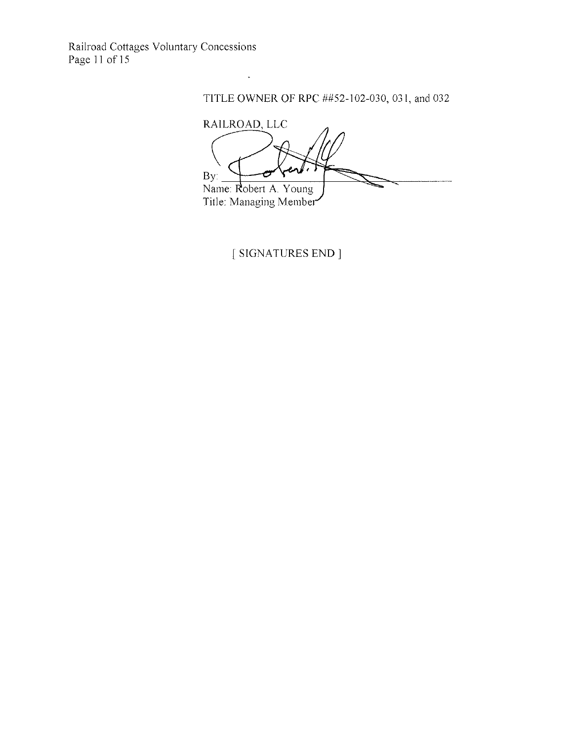TITLE OWNER OF RPC ##52-102-030, 031, and 032

RAILROAD, LLC

By: ______________________________

Name: Robert A. Young

Title: Managing Member

[ SIGNATURES END ]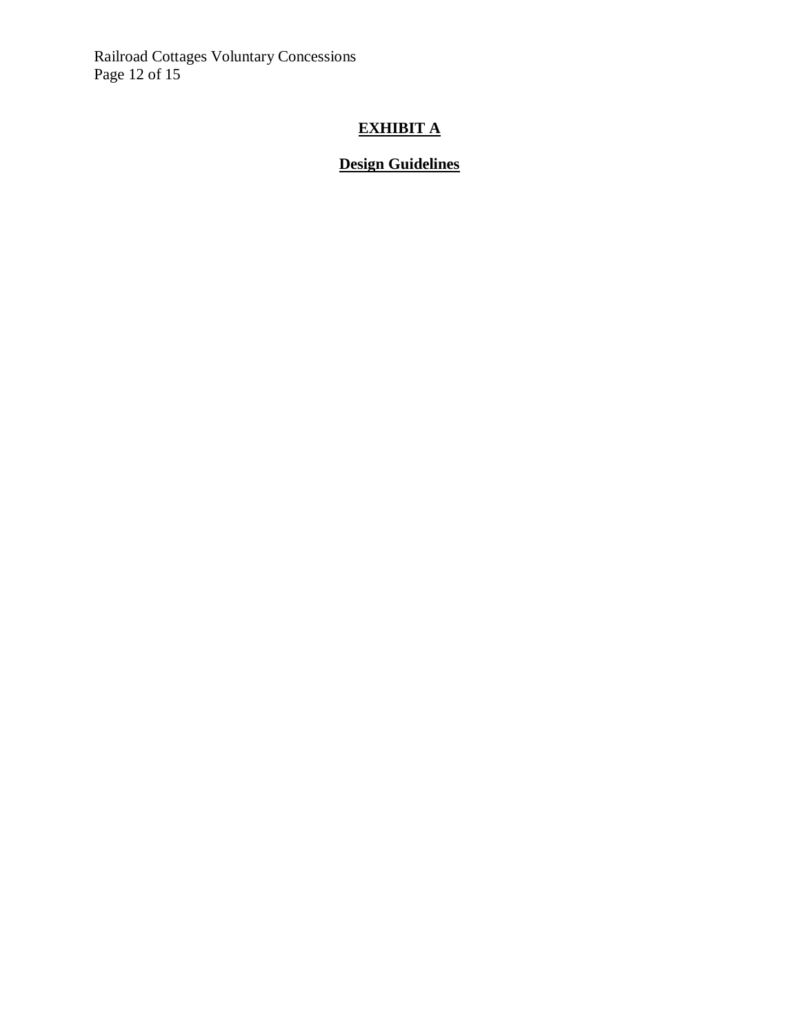# EXHIBIT A

## Design Guidelines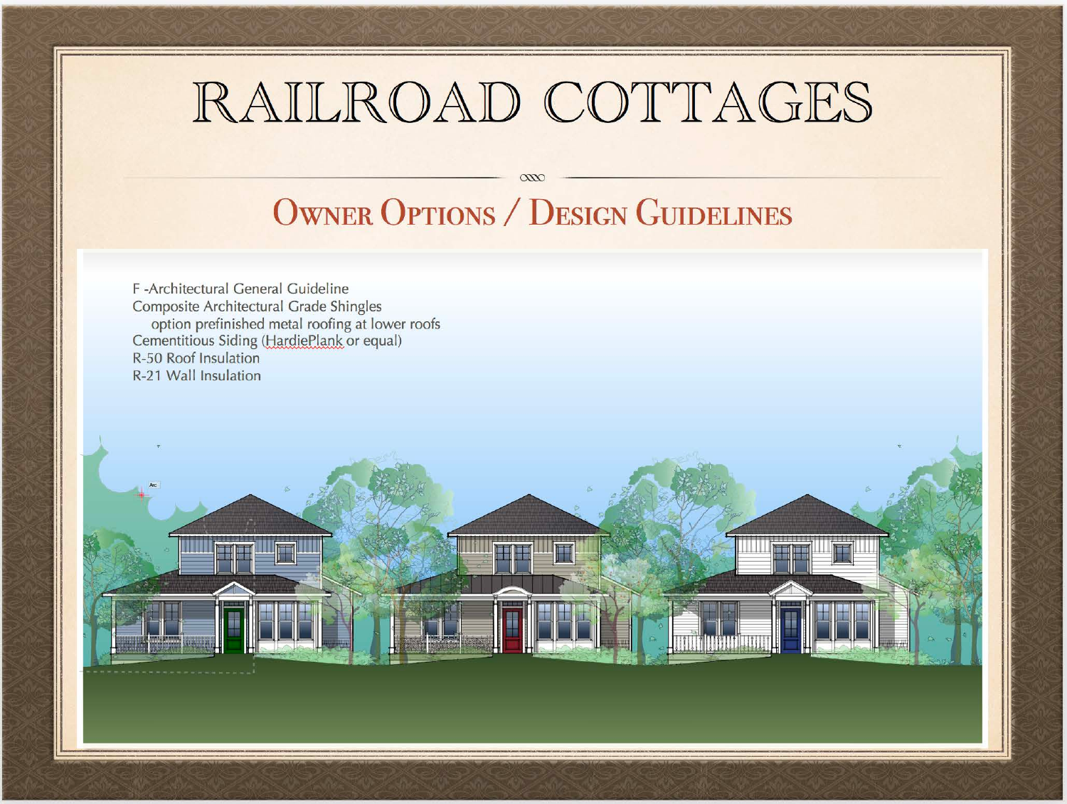# RAILROAD COTTAGES

## Owner Options / Design Guidelines

F -Architectural General Guideline
Composite Architectural Grade Shingles
  option prefinished metal roofing at lower roofs
Cementitious Siding (HardiePlank or equal)
R-50 Roof Insulation
R-21 Wall Insulation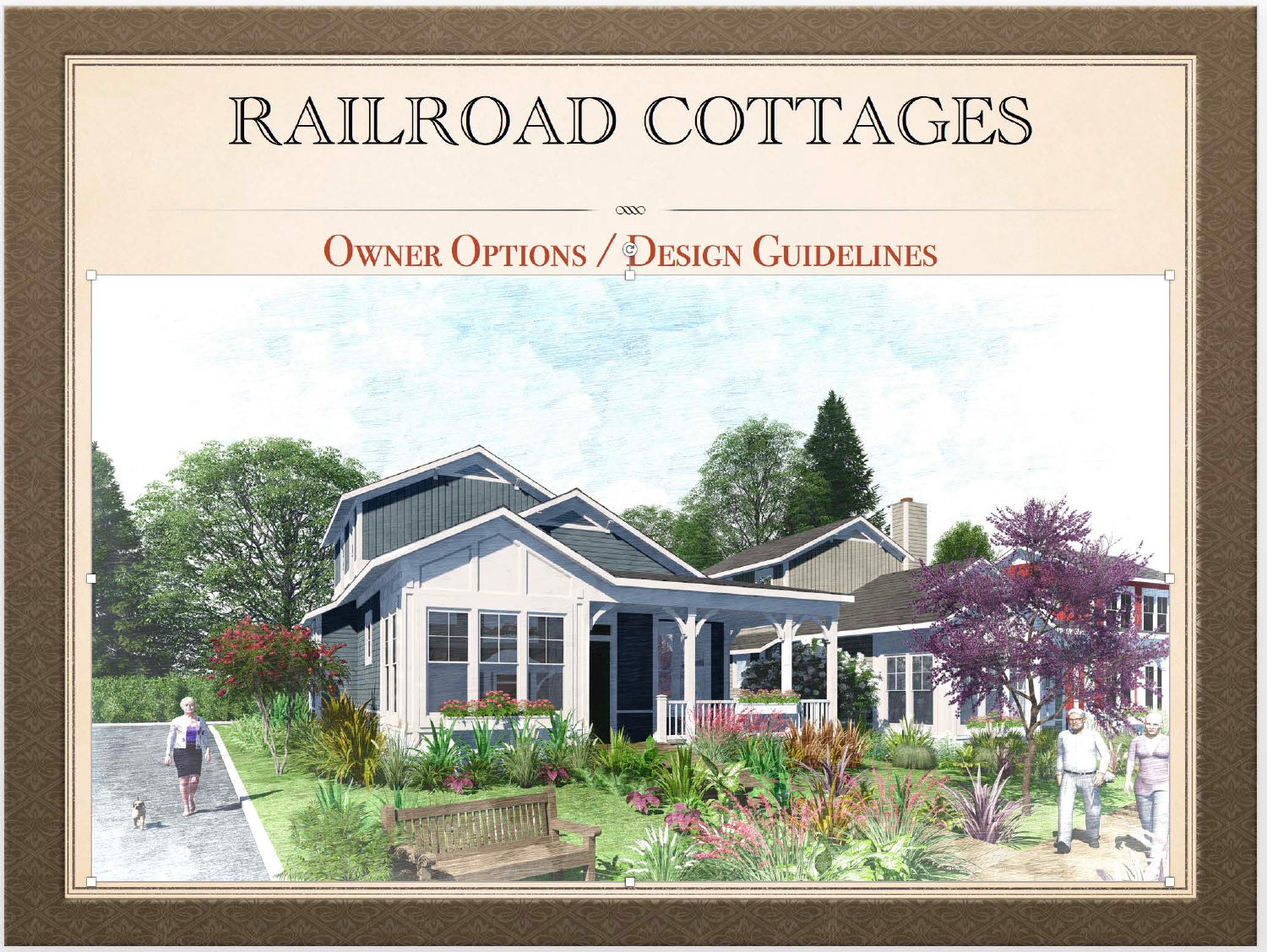# RAILROAD COTTAGES

## Owner Options / Design Guidelines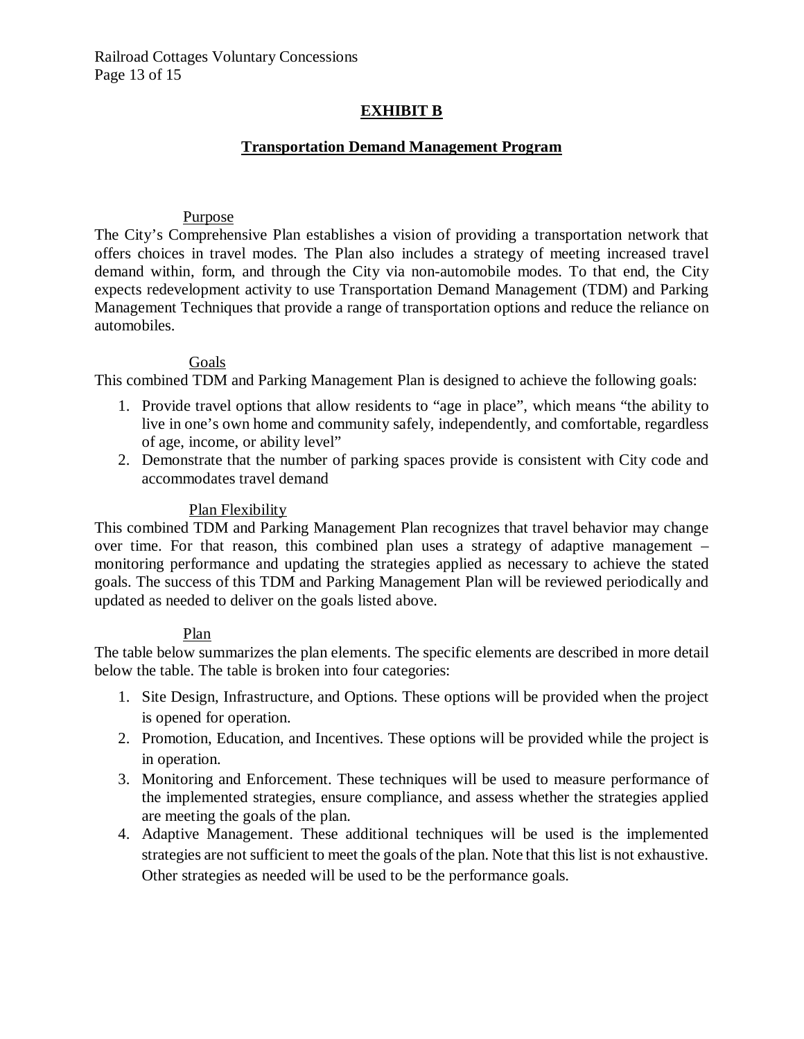## EXHIBIT B

### Transportation Demand Management Program

Purpose

The City's Comprehensive Plan establishes a vision of providing a transportation network that offers choices in travel modes. The Plan also includes a strategy of meeting increased travel demand within, form, and through the City via non-automobile modes. To that end, the City expects redevelopment activity to use Transportation Demand Management (TDM) and Parking Management Techniques that provide a range of transportation options and reduce the reliance on automobiles.

Goals

This combined TDM and Parking Management Plan is designed to achieve the following goals:

1. Provide travel options that allow residents to "age in place", which means "the ability to live in one's own home and community safely, independently, and comfortable, regardless of age, income, or ability level"
2. Demonstrate that the number of parking spaces provide is consistent with City code and accommodates travel demand

Plan Flexibility

This combined TDM and Parking Management Plan recognizes that travel behavior may change over time. For that reason, this combined plan uses a strategy of adaptive management – monitoring performance and updating the strategies applied as necessary to achieve the stated goals. The success of this TDM and Parking Management Plan will be reviewed periodically and updated as needed to deliver on the goals listed above.

Plan

The table below summarizes the plan elements. The specific elements are described in more detail below the table. The table is broken into four categories:

1. Site Design, Infrastructure, and Options. These options will be provided when the project is opened for operation.
2. Promotion, Education, and Incentives. These options will be provided while the project is in operation.
3. Monitoring and Enforcement. These techniques will be used to measure performance of the implemented strategies, ensure compliance, and assess whether the strategies applied are meeting the goals of the plan.
4. Adaptive Management. These additional techniques will be used is the implemented strategies are not sufficient to meet the goals of the plan. Note that this list is not exhaustive. Other strategies as needed will be used to be the performance goals.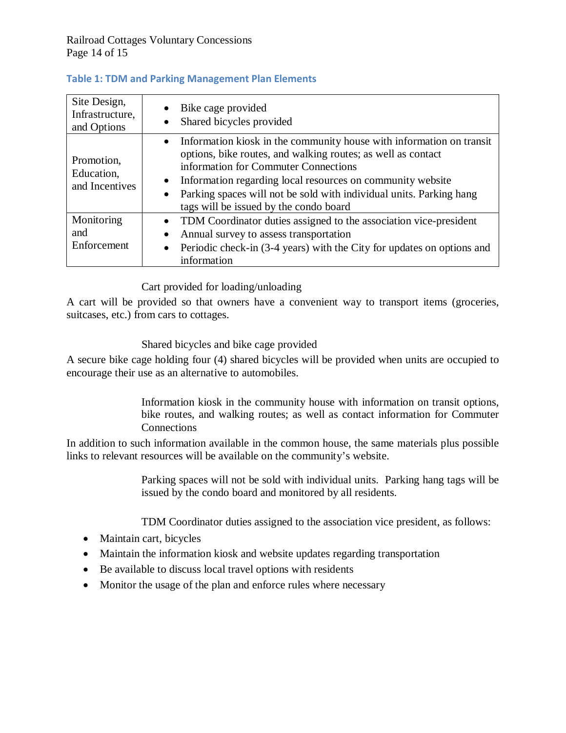### Table 1: TDM and Parking Management Plan Elements

| | |
|---|---|
| Site Design, Infrastructure, and Options | • Bike cage provided<br>• Shared bicycles provided |
| Promotion, Education, and Incentives | • Information kiosk in the community house with information on transit options, bike routes, and walking routes; as well as contact information for Commuter Connections<br>• Information regarding local resources on community website<br>• Parking spaces will not be sold with individual units. Parking hang tags will be issued by the condo board |
| Monitoring and Enforcement | • TDM Coordinator duties assigned to the association vice-president<br>• Annual survey to assess transportation<br>• Periodic check-in (3-4 years) with the City for updates on options and information |

Cart provided for loading/unloading

A cart will be provided so that owners have a convenient way to transport items (groceries, suitcases, etc.) from cars to cottages.

Shared bicycles and bike cage provided

A secure bike cage holding four (4) shared bicycles will be provided when units are occupied to encourage their use as an alternative to automobiles.

Information kiosk in the community house with information on transit options, bike routes, and walking routes; as well as contact information for Commuter Connections

In addition to such information available in the common house, the same materials plus possible links to relevant resources will be available on the community's website.

Parking spaces will not be sold with individual units. Parking hang tags will be issued by the condo board and monitored by all residents.

TDM Coordinator duties assigned to the association vice president, as follows:

- Maintain cart, bicycles
- Maintain the information kiosk and website updates regarding transportation
- Be available to discuss local travel options with residents
- Monitor the usage of the plan and enforce rules where necessary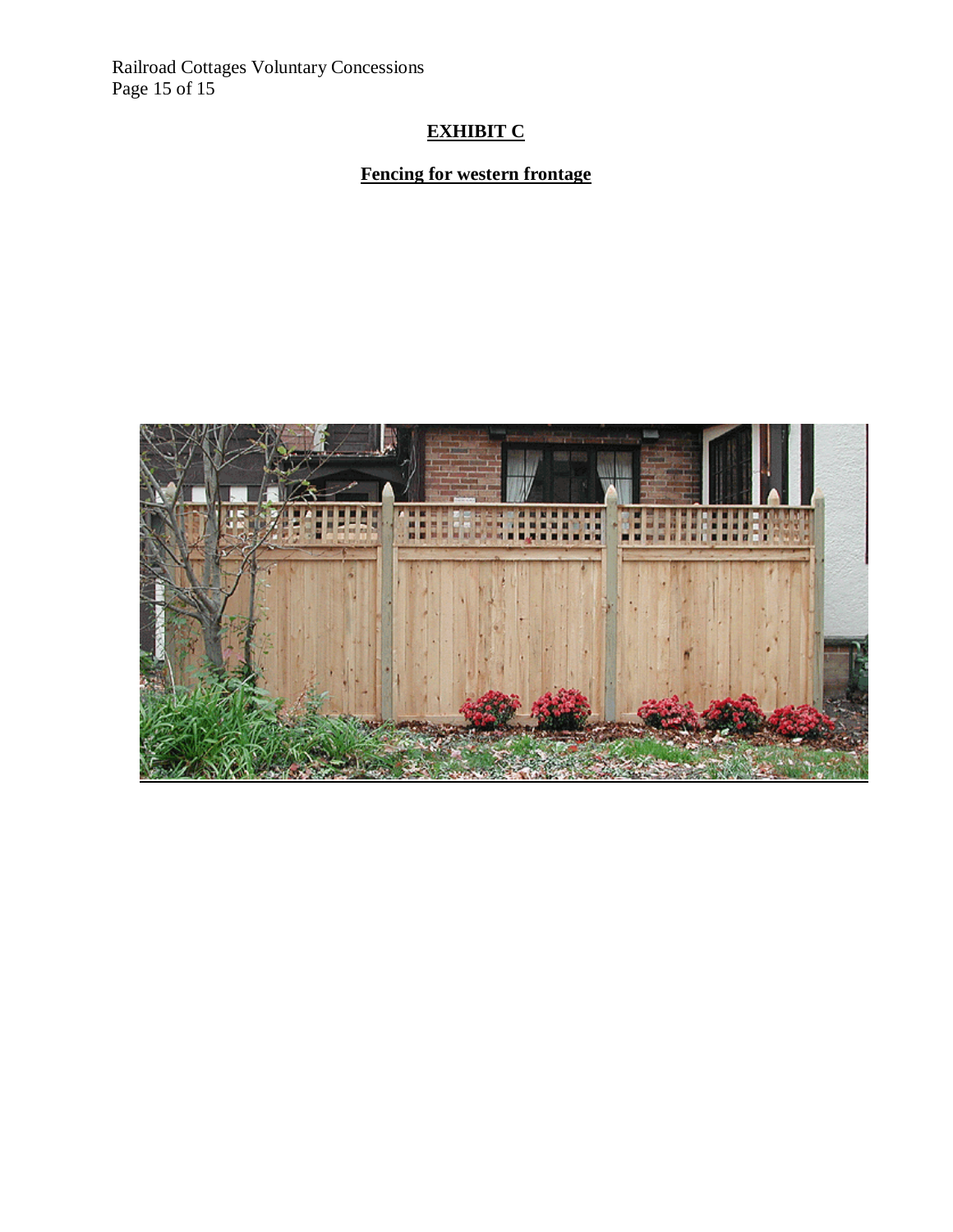## EXHIBIT C

### Fencing for western frontage